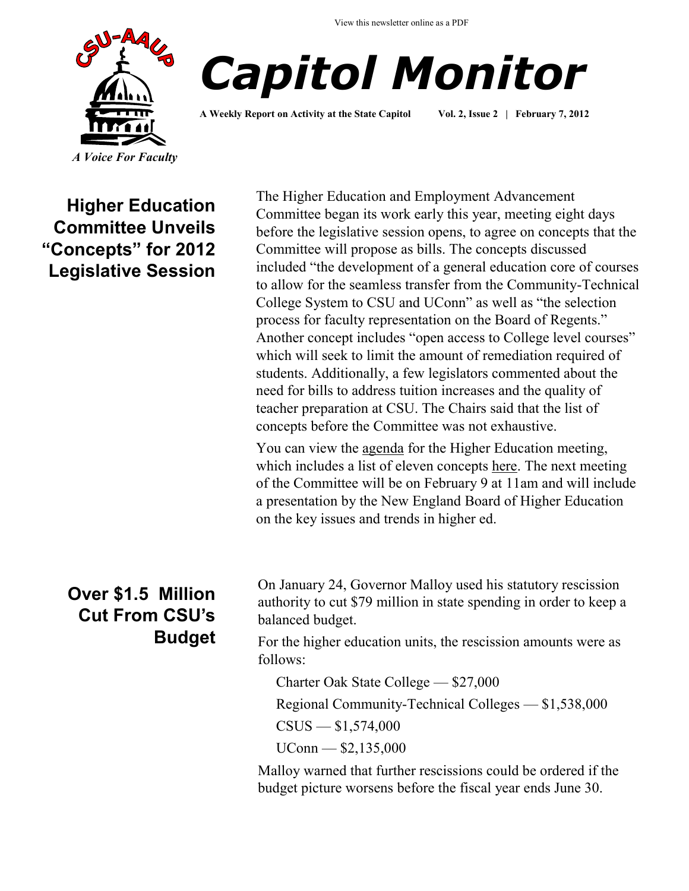View this newsletter online as a PDF

CSU-AAUP

*A Voice For Faculty*

# Capitol Monitor

**A Weekly Report on Activity at the State Capitol Vol. 2, Issue 2 | February 7, 2012**

## Higher Education Committee Unveils "Concepts" for 2012 Legislative Session

The Higher Education and Employment Advancement Committee began its work early this year, meeting eight days before the legislative session opens, to agree on concepts that the Committee will propose as bills. The concepts discussed included "the development of a general education core of courses to allow for the seamless transfer from the Community-Technical College System to CSU and UConn" as well as "the selection process for faculty representation on the Board of Regents." Another concept includes "open access to College level courses" which will seek to limit the amount of remediation required of students. Additionally, a few legislators commented about the need for bills to address tuition increases and the quality of teacher preparation at CSU. The Chairs said that the list of concepts before the Committee was not exhaustive.

You can view the agenda for the Higher Education meeting, which includes a list of eleven concepts here. The next meeting of the Committee will be on February 9 at 11am and will include a presentation by the New England Board of Higher Education on the key issues and trends in higher ed.

## Over $1.5 Million Cut From CSU's Budget

On January 24, Governor Malloy used his statutory rescission authority to cut $79 million in state spending in order to keep a balanced budget.

For the higher education units, the rescission amounts were as follows:

- Charter Oak State College — $27,000
- Regional Community-Technical Colleges — $1,538,000
- CSUS — $1,574,000
- UConn — $2,135,000

Malloy warned that further rescissions could be ordered if the budget picture worsens before the fiscal year ends June 30.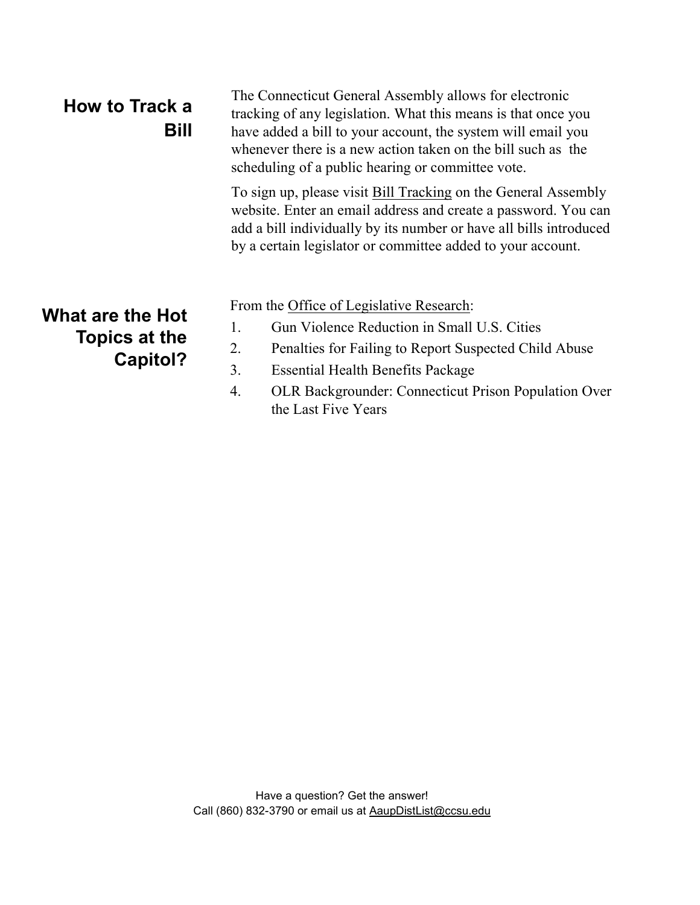## How to Track a Bill

The Connecticut General Assembly allows for electronic tracking of any legislation. What this means is that once you have added a bill to your account, the system will email you whenever there is a new action taken on the bill such as the scheduling of a public hearing or committee vote.

To sign up, please visit Bill Tracking on the General Assembly website. Enter an email address and create a password. You can add a bill individually by its number or have all bills introduced by a certain legislator or committee added to your account.

## What are the Hot Topics at the Capitol?

From the Office of Legislative Research:

1. Gun Violence Reduction in Small U.S. Cities
2. Penalties for Failing to Report Suspected Child Abuse
3. Essential Health Benefits Package
4. OLR Backgrounder: Connecticut Prison Population Over the Last Five Years

Have a question? Get the answer!
Call (860) 832-3790 or email us at AaupDistList@ccsu.edu